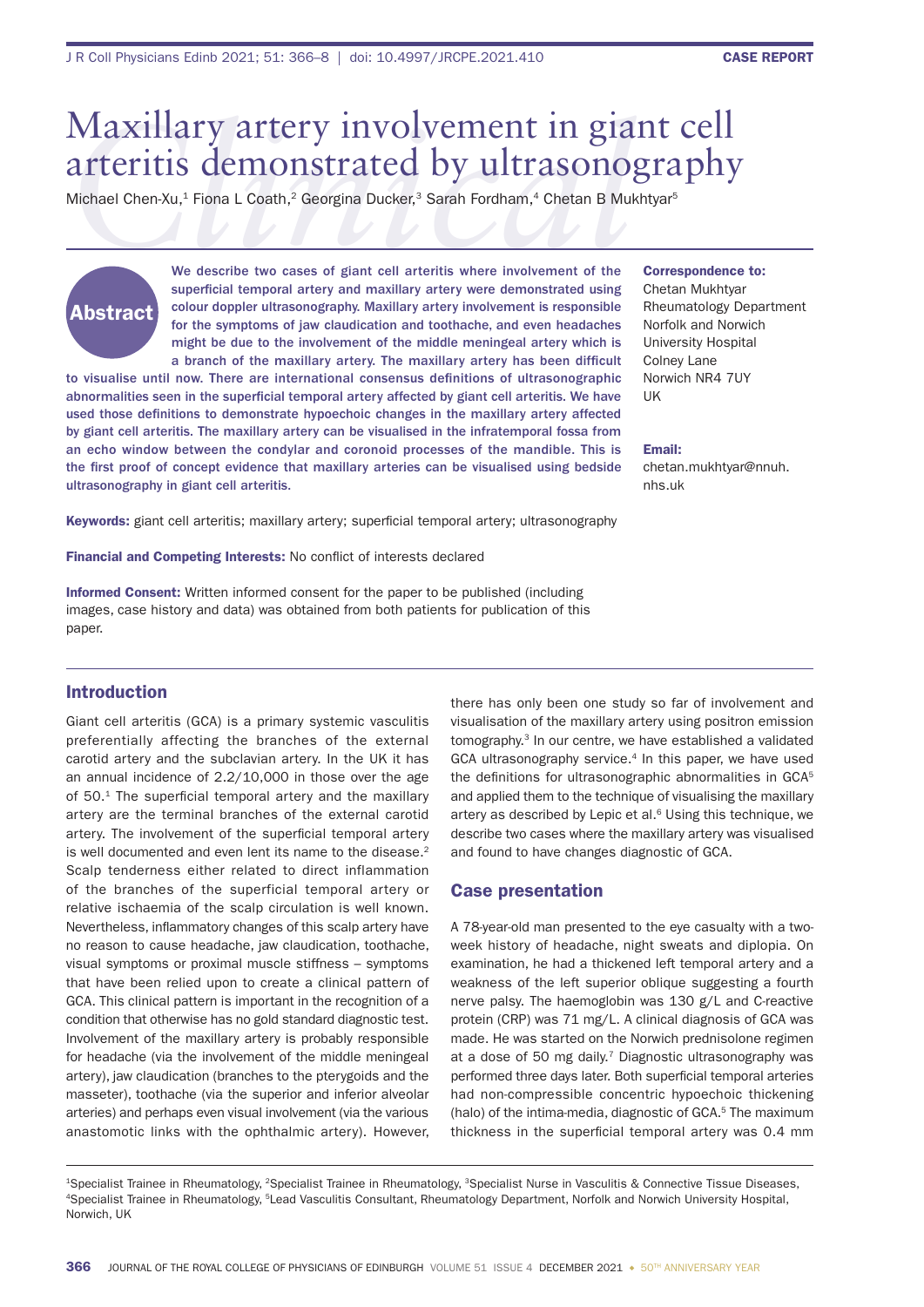# Maxillary artery involvement in giant cell arteritis demonstrated by ultrasonography

Michael Chen-Xu,[1] Fiona L Coath,[2] Georgina Ducker,[3] Sarah Fordham,[4] Chetan B Mukhtyar[5]

## Abstract

We describe two cases of giant cell arteritis where involvement of the superficial temporal artery and maxillary artery were demonstrated using colour doppler ultrasonography. Maxillary artery involvement is responsible for the symptoms of jaw claudication and toothache, and even headaches might be due to the involvement of the middle meningeal artery which is a branch of the maxillary artery. The maxillary artery has been difficult to visualise until now. There are international consensus definitions of ultrasonographic abnormalities seen in the superficial temporal artery affected by giant cell arteritis. We have used those definitions to demonstrate hypoechoic changes in the maxillary artery affected by giant cell arteritis. The maxillary artery can be visualised in the infratemporal fossa from an echo window between the condylar and coronoid processes of the mandible. This is the first proof of concept evidence that maxillary arteries can be visualised using bedside ultrasonography in giant cell arteritis.

**Correspondence to:**
Chetan Mukhtyar
Rheumatology Department
Norfolk and Norwich University Hospital
Colney Lane
Norwich NR4 7UY
UK

**Email:**
chetan.mukhtyar@nnuh.nhs.uk

**Keywords:** giant cell arteritis; maxillary artery; superficial temporal artery; ultrasonography

**Financial and Competing Interests:** No conflict of interests declared

**Informed Consent:** Written informed consent for the paper to be published (including images, case history and data) was obtained from both patients for publication of this paper.

## Introduction

Giant cell arteritis (GCA) is a primary systemic vasculitis preferentially affecting the branches of the external carotid artery and the subclavian artery. In the UK it has an annual incidence of 2.2/10,000 in those over the age of 50.[1] The superficial temporal artery and the maxillary artery are the terminal branches of the external carotid artery. The involvement of the superficial temporal artery is well documented and even lent its name to the disease.[2] Scalp tenderness either related to direct inflammation of the branches of the superficial temporal artery or relative ischaemia of the scalp circulation is well known. Nevertheless, inflammatory changes of this scalp artery have no reason to cause headache, jaw claudication, toothache, visual symptoms or proximal muscle stiffness – symptoms that have been relied upon to create a clinical pattern of GCA. This clinical pattern is important in the recognition of a condition that otherwise has no gold standard diagnostic test. Involvement of the maxillary artery is probably responsible for headache (via the involvement of the middle meningeal artery), jaw claudication (branches to the pterygoids and the masseter), toothache (via the superior and inferior alveolar arteries) and perhaps even visual involvement (via the various anastomotic links with the ophthalmic artery). However, there has only been one study so far of involvement and visualisation of the maxillary artery using positron emission tomography.[3] In our centre, we have established a validated GCA ultrasonography service.[4] In this paper, we have used the definitions for ultrasonographic abnormalities in GCA[5] and applied them to the technique of visualising the maxillary artery as described by Lepic et al.[6] Using this technique, we describe two cases where the maxillary artery was visualised and found to have changes diagnostic of GCA.

## Case presentation

A 78-year-old man presented to the eye casualty with a two-week history of headache, night sweats and diplopia. On examination, he had a thickened left temporal artery and a weakness of the left superior oblique suggesting a fourth nerve palsy. The haemoglobin was 130 g/L and C-reactive protein (CRP) was 71 mg/L. A clinical diagnosis of GCA was made. He was started on the Norwich prednisolone regimen at a dose of 50 mg daily.[7] Diagnostic ultrasonography was performed three days later. Both superficial temporal arteries had non-compressible concentric hypoechoic thickening (halo) of the intima-media, diagnostic of GCA.[5] The maximum thickness in the superficial temporal artery was 0.4 mm

[1]Specialist Trainee in Rheumatology, [2]Specialist Trainee in Rheumatology, [3]Specialist Nurse in Vasculitis & Connective Tissue Diseases, [4]Specialist Trainee in Rheumatology, [5]Lead Vasculitis Consultant, Rheumatology Department, Norfolk and Norwich University Hospital, Norwich, UK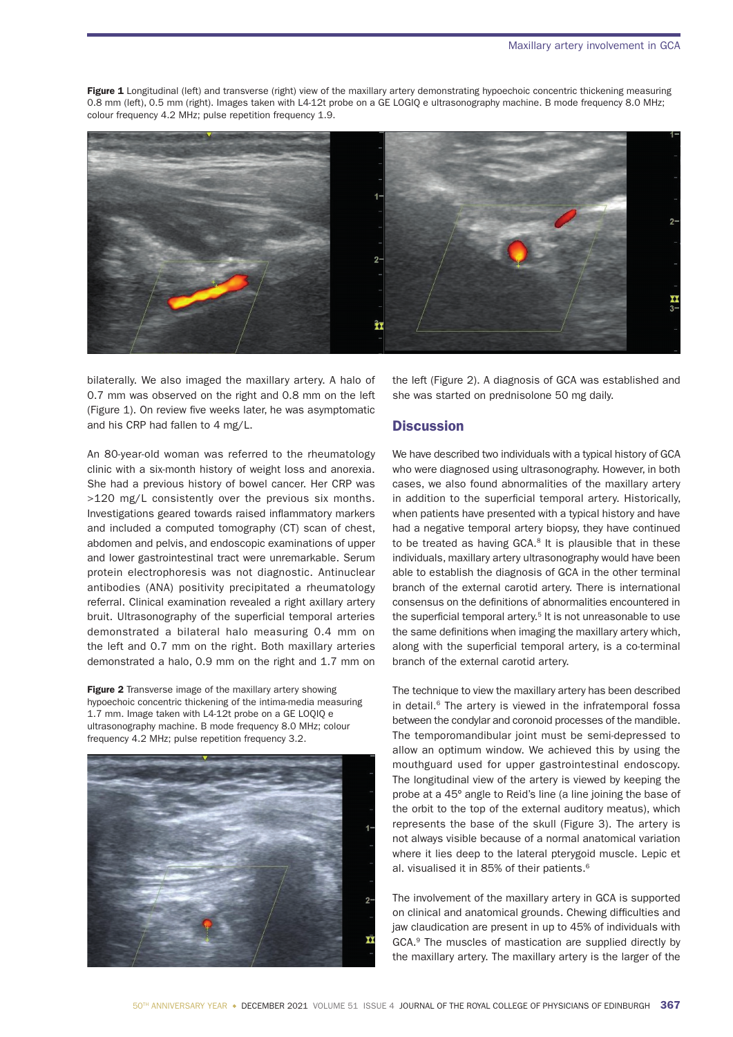**Figure 1** Longitudinal (left) and transverse (right) view of the maxillary artery demonstrating hypoechoic concentric thickening measuring 0.8 mm (left), 0.5 mm (right). Images taken with L4-12t probe on a GE LOGIQ e ultrasonography machine. B mode frequency 8.0 MHz; colour frequency 4.2 MHz; pulse repetition frequency 1.9.

bilaterally. We also imaged the maxillary artery. A halo of 0.7 mm was observed on the right and 0.8 mm on the left (Figure 1). On review five weeks later, he was asymptomatic and his CRP had fallen to 4 mg/L.

An 80-year-old woman was referred to the rheumatology clinic with a six-month history of weight loss and anorexia. She had a previous history of bowel cancer. Her CRP was >120 mg/L consistently over the previous six months. Investigations geared towards raised inflammatory markers and included a computed tomography (CT) scan of chest, abdomen and pelvis, and endoscopic examinations of upper and lower gastrointestinal tract were unremarkable. Serum protein electrophoresis was not diagnostic. Antinuclear antibodies (ANA) positivity precipitated a rheumatology referral. Clinical examination revealed a right axillary artery bruit. Ultrasonography of the superficial temporal arteries demonstrated a bilateral halo measuring 0.4 mm on the left and 0.7 mm on the right. Both maxillary arteries demonstrated a halo, 0.9 mm on the right and 1.7 mm on the left (Figure 2). A diagnosis of GCA was established and she was started on prednisolone 50 mg daily.

**Figure 2** Transverse image of the maxillary artery showing hypoechoic concentric thickening of the intima-media measuring 1.7 mm. Image taken with L4-12t probe on a GE LOGIQ e ultrasonography machine. B mode frequency 8.0 MHz; colour frequency 4.2 MHz; pulse repetition frequency 3.2.

## Discussion

We have described two individuals with a typical history of GCA who were diagnosed using ultrasonography. However, in both cases, we also found abnormalities of the maxillary artery in addition to the superficial temporal artery. Historically, when patients have presented with a typical history and have had a negative temporal artery biopsy, they have continued to be treated as having GCA.[8] It is plausible that in these individuals, maxillary artery ultrasonography would have been able to establish the diagnosis of GCA in the other terminal branch of the external carotid artery. There is international consensus on the definitions of abnormalities encountered in the superficial temporal artery.[5] It is not unreasonable to use the same definitions when imaging the maxillary artery which, along with the superficial temporal artery, is a co-terminal branch of the external carotid artery.

The technique to view the maxillary artery has been described in detail.[6] The artery is viewed in the infratemporal fossa between the condylar and coronoid processes of the mandible. The temporomandibular joint must be semi-depressed to allow an optimum window. We achieved this by using the mouthguard used for upper gastrointestinal endoscopy. The longitudinal view of the artery is viewed by keeping the probe at a 45° angle to Reid's line (a line joining the base of the orbit to the top of the external auditory meatus), which represents the base of the skull (Figure 3). The artery is not always visible because of a normal anatomical variation where it lies deep to the lateral pterygoid muscle. Lepic et al. visualised it in 85% of their patients.[6]

The involvement of the maxillary artery in GCA is supported on clinical and anatomical grounds. Chewing difficulties and jaw claudication are present in up to 45% of individuals with GCA.[9] The muscles of mastication are supplied directly by the maxillary artery. The maxillary artery is the larger of the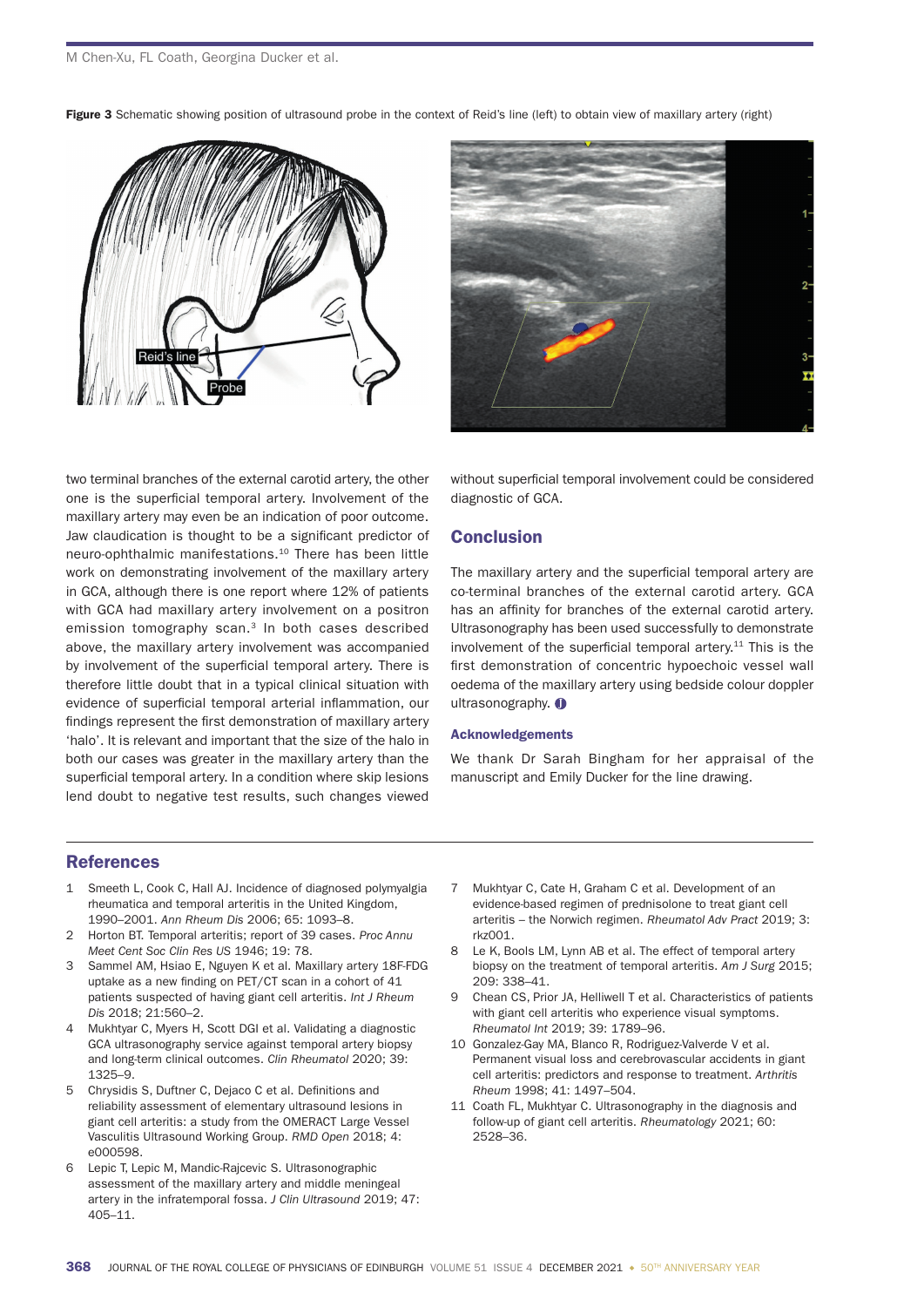**Figure 3** Schematic showing position of ultrasound probe in the context of Reid's line (left) to obtain view of maxillary artery (right)

Reid's line

Probe

two terminal branches of the external carotid artery, the other one is the superficial temporal artery. Involvement of the maxillary artery may even be an indication of poor outcome. Jaw claudication is thought to be a significant predictor of neuro-ophthalmic manifestations.[10] There has been little work on demonstrating involvement of the maxillary artery in GCA, although there is one report where 12% of patients with GCA had maxillary artery involvement on a positron emission tomography scan.[3] In both cases described above, the maxillary artery involvement was accompanied by involvement of the superficial temporal artery. There is therefore little doubt that in a typical clinical situation with evidence of superficial temporal arterial inflammation, our findings represent the first demonstration of maxillary artery 'halo'. It is relevant and important that the size of the halo in both our cases was greater in the maxillary artery than the superficial temporal artery. In a condition where skip lesions lend doubt to negative test results, such changes viewed without superficial temporal involvement could be considered diagnostic of GCA.

## Conclusion

The maxillary artery and the superficial temporal artery are co-terminal branches of the external carotid artery. GCA has an affinity for branches of the external carotid artery. Ultrasonography has been used successfully to demonstrate involvement of the superficial temporal artery.[11] This is the first demonstration of concentric hypoechoic vessel wall oedema of the maxillary artery using bedside colour doppler ultrasonography.

### Acknowledgements

We thank Dr Sarah Bingham for her appraisal of the manuscript and Emily Ducker for the line drawing.

## References

1. Smeeth L, Cook C, Hall AJ. Incidence of diagnosed polymyalgia rheumatica and temporal arteritis in the United Kingdom, 1990–2001. *Ann Rheum Dis* 2006; 65: 1093–8.
2. Horton BT. Temporal arteritis; report of 39 cases. *Proc Annu Meet Cent Soc Clin Res US* 1946; 19: 78.
3. Sammel AM, Hsiao E, Nguyen K et al. Maxillary artery 18F-FDG uptake as a new finding on PET/CT scan in a cohort of 41 patients suspected of having giant cell arteritis. *Int J Rheum Dis* 2018; 21:560–2.
4. Mukhtyar C, Myers H, Scott DGI et al. Validating a diagnostic GCA ultrasonography service against temporal artery biopsy and long-term clinical outcomes. *Clin Rheumatol* 2020; 39: 1325–9.
5. Chrysidis S, Duftner C, Dejaco C et al. Definitions and reliability assessment of elementary ultrasound lesions in giant cell arteritis: a study from the OMERACT Large Vessel Vasculitis Ultrasound Working Group. *RMD Open* 2018; 4: e000598.
6. Lepic T, Lepic M, Mandic-Rajcevic S. Ultrasonographic assessment of the maxillary artery and middle meningeal artery in the infratemporal fossa. *J Clin Ultrasound* 2019; 47: 405–11.
7. Mukhtyar C, Cate H, Graham C et al. Development of an evidence-based regimen of prednisolone to treat giant cell arteritis – the Norwich regimen. *Rheumatol Adv Pract* 2019; 3: rkz001.
8. Le K, Bools LM, Lynn AB et al. The effect of temporal artery biopsy on the treatment of temporal arteritis. *Am J Surg* 2015; 209: 338–41.
9. Chean CS, Prior JA, Helliwell T et al. Characteristics of patients with giant cell arteritis who experience visual symptoms. *Rheumatol Int* 2019; 39: 1789–96.
10. Gonzalez-Gay MA, Blanco R, Rodriguez-Valverde V et al. Permanent visual loss and cerebrovascular accidents in giant cell arteritis: predictors and response to treatment. *Arthritis Rheum* 1998; 41: 1497–504.
11. Coath FL, Mukhtyar C. Ultrasonography in the diagnosis and follow-up of giant cell arteritis. *Rheumatology* 2021; 60: 2528–36.